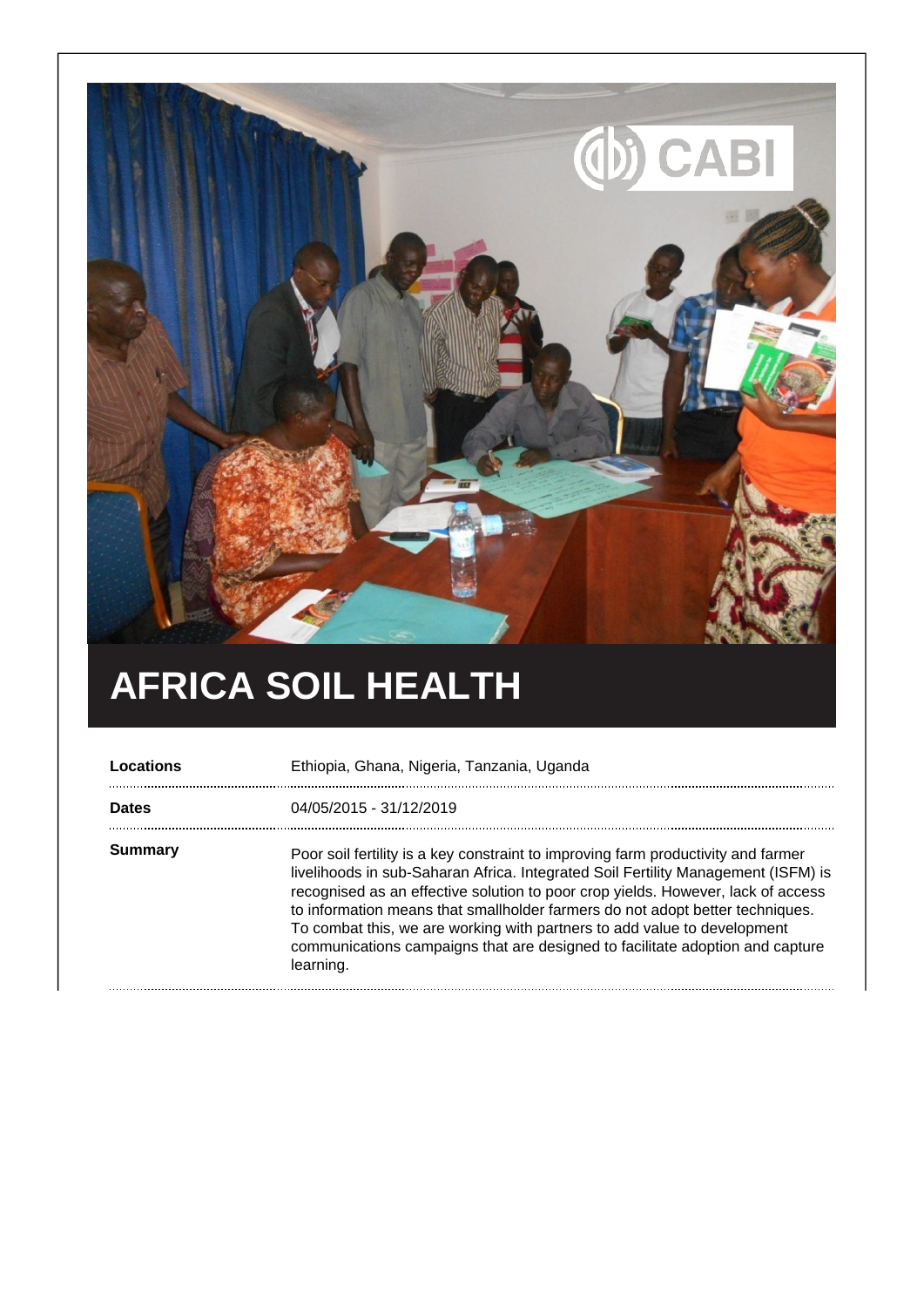# AFRICA SOIL HEALTH

| | |
|---|---|
| **Locations** | Ethiopia, Ghana, Nigeria, Tanzania, Uganda |
| **Dates** | 04/05/2015 - 31/12/2019 |
| **Summary** | Poor soil fertility is a key constraint to improving farm productivity and farmer livelihoods in sub-Saharan Africa. Integrated Soil Fertility Management (ISFM) is recognised as an effective solution to poor crop yields. However, lack of access to information means that smallholder farmers do not adopt better techniques. To combat this, we are working with partners to add value to development communications campaigns that are designed to facilitate adoption and capture learning. |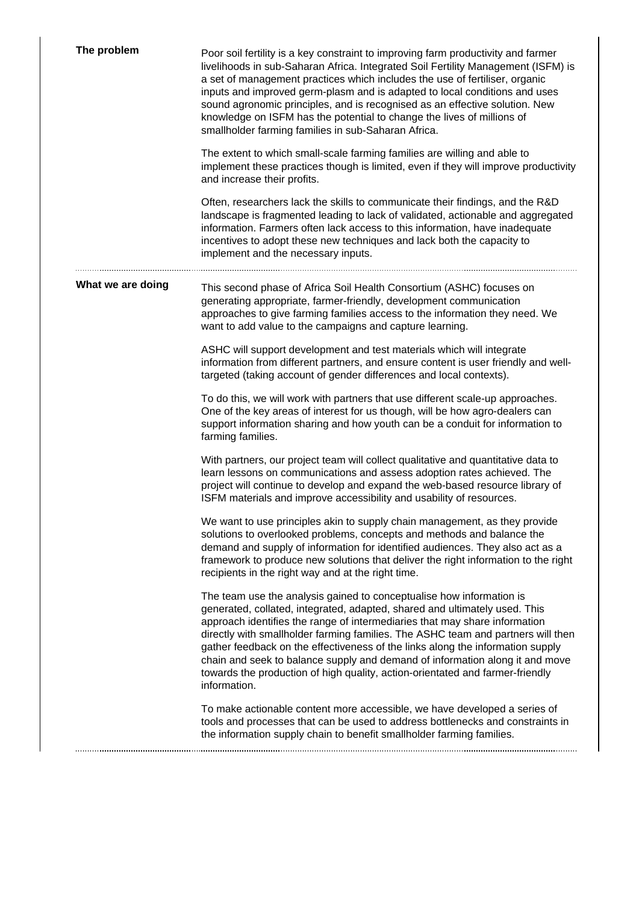## The problem

Poor soil fertility is a key constraint to improving farm productivity and farmer livelihoods in sub-Saharan Africa. Integrated Soil Fertility Management (ISFM) is a set of management practices which includes the use of fertiliser, organic inputs and improved germ-plasm and is adapted to local conditions and uses sound agronomic principles, and is recognised as an effective solution. New knowledge on ISFM has the potential to change the lives of millions of smallholder farming families in sub-Saharan Africa.

The extent to which small-scale farming families are willing and able to implement these practices though is limited, even if they will improve productivity and increase their profits.

Often, researchers lack the skills to communicate their findings, and the R&D landscape is fragmented leading to lack of validated, actionable and aggregated information. Farmers often lack access to this information, have inadequate incentives to adopt these new techniques and lack both the capacity to implement and the necessary inputs.

## What we are doing

This second phase of Africa Soil Health Consortium (ASHC) focuses on generating appropriate, farmer-friendly, development communication approaches to give farming families access to the information they need. We want to add value to the campaigns and capture learning.

ASHC will support development and test materials which will integrate information from different partners, and ensure content is user friendly and well-targeted (taking account of gender differences and local contexts).

To do this, we will work with partners that use different scale-up approaches. One of the key areas of interest for us though, will be how agro-dealers can support information sharing and how youth can be a conduit for information to farming families.

With partners, our project team will collect qualitative and quantitative data to learn lessons on communications and assess adoption rates achieved. The project will continue to develop and expand the web-based resource library of ISFM materials and improve accessibility and usability of resources.

We want to use principles akin to supply chain management, as they provide solutions to overlooked problems, concepts and methods and balance the demand and supply of information for identified audiences. They also act as a framework to produce new solutions that deliver the right information to the right recipients in the right way and at the right time.

The team use the analysis gained to conceptualise how information is generated, collated, integrated, adapted, shared and ultimately used. This approach identifies the range of intermediaries that may share information directly with smallholder farming families. The ASHC team and partners will then gather feedback on the effectiveness of the links along the information supply chain and seek to balance supply and demand of information along it and move towards the production of high quality, action-orientated and farmer-friendly information.

To make actionable content more accessible, we have developed a series of tools and processes that can be used to address bottlenecks and constraints in the information supply chain to benefit smallholder farming families.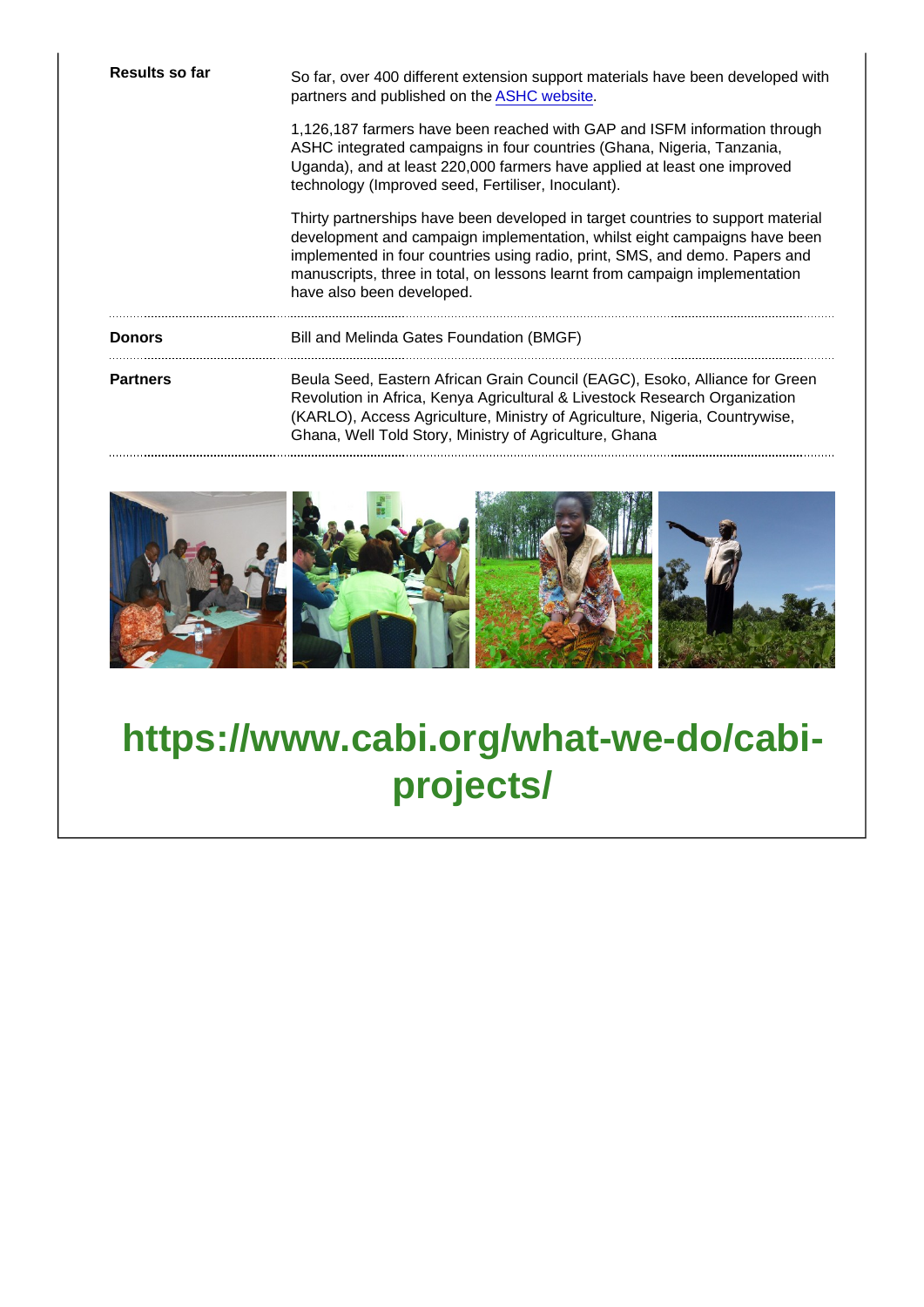| | |
|---|---|
| **Results so far** | So far, over 400 different extension support materials have been developed with partners and published on the [ASHC website](). <br><br> 1,126,187 farmers have been reached with GAP and ISFM information through ASHC integrated campaigns in four countries (Ghana, Nigeria, Tanzania, Uganda), and at least 220,000 farmers have applied at least one improved technology (Improved seed, Fertiliser, Inoculant). <br><br> Thirty partnerships have been developed in target countries to support material development and campaign implementation, whilst eight campaigns have been implemented in four countries using radio, print, SMS, and demo. Papers and manuscripts, three in total, on lessons learnt from campaign implementation have also been developed. |
| **Donors** | Bill and Melinda Gates Foundation (BMGF) |
| **Partners** | Beula Seed, Eastern African Grain Council (EAGC), Esoko, Alliance for Green Revolution in Africa, Kenya Agricultural & Livestock Research Organization (KARLO), Access Agriculture, Ministry of Agriculture, Nigeria, Countrywise, Ghana, Well Told Story, Ministry of Agriculture, Ghana |

## https://www.cabi.org/what-we-do/cabi-projects/